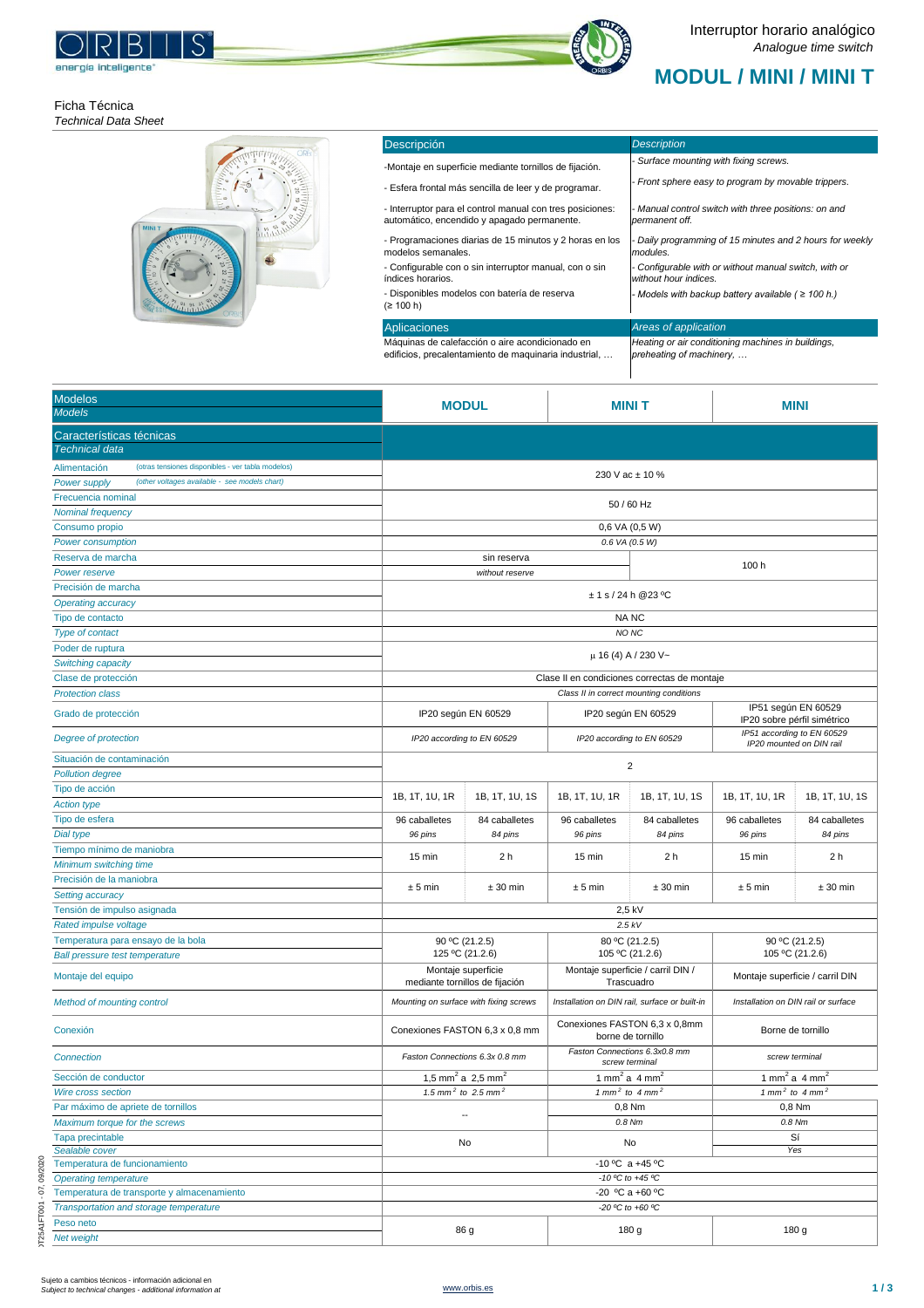Interruptor horario analógico
*Analogue time switch*

# MODUL / MINI / MINI T

Ficha Técnica
*Technical Data Sheet*

| Descripción | *Description* |
|---|---|
| -Montaje en superficie mediante tornillos de fijación. | *- Surface mounting with fixing screws.* |
| - Esfera frontal más sencilla de leer y de programar. | *- Front sphere easy to program by movable trippers.* |
| - Interruptor para el control manual con tres posiciones: automático, encendido y apagado permanente. | *- Manual control switch with three positions: on and permanent off.* |
| - Programaciones diarias de 15 minutos y 2 horas en los modelos semanales. | *- Daily programming of 15 minutes and 2 hours for weekly modules.* |
| - Configurable con o sin interruptor manual, con o sin índices horarios. | *- Configurable with or without manual switch, with or without hour indices.* |
| - Disponibles modelos con batería de reserva (≥ 100 h) | *- Models with backup battery available ( ≥ 100 h.)* |

| Aplicaciones | *Areas of application* |
|---|---|
| Máquinas de calefacción o aire acondicionado en edificios, precalentamiento de maquinaria industrial, … | *Heating or air conditioning machines in buildings, preheating of machinery, …* |

| Modelos / *Models* | MODUL | | MINI T | | MINI | |
|---|---|---|---|---|---|---|
| **Características técnicas** / *Technical data* | | | | | | |
| Alimentación (otras tensiones disponibles - ver tabla modelos) / *Power supply (other voltages available - see models chart)* | 230 V ac ± 10 % | | | | | |
| Frecuencia nominal / *Nominal frequency* | 50 / 60 Hz | | | | | |
| Consumo propio / *Power consumption* | 0,6 VA (0,5 W) / *0.6 VA (0.5 W)* | | | | | |
| Reserva de marcha / *Power reserve* | sin reserva / *without reserve* | | | 100 h | | |
| Precisión de marcha / *Operating accuracy* | ± 1 s / 24 h @23 ºC | | | | | |
| Tipo de contacto / *Type of contact* | NA NC / *NO NC* | | | | | |
| Poder de ruptura / *Switching capacity* | μ 16 (4) A / 230 V~ | | | | | |
| Clase de protección / *Protection class* | Clase II en condiciones correctas de montaje / *Class II in correct mounting conditions* | | | | | |
| Grado de protección / *Degree of protection* | IP20 según EN 60529 / *IP20 according to EN 60529* | | IP20 según EN 60529 / *IP20 according to EN 60529* | | IP51 según EN 60529, IP20 sobre pérfil simétrico / *IP51 according to EN 60529, IP20 mounted on DIN rail* | |
| Situación de contaminación / *Pollution degree* | 2 | | | | | |
| Tipo de acción / *Action type* | 1B, 1T, 1U, 1R | 1B, 1T, 1U, 1S | 1B, 1T, 1U, 1R | 1B, 1T, 1U, 1S | 1B, 1T, 1U, 1R | 1B, 1T, 1U, 1S |
| Tipo de esfera / *Dial type* | 96 caballetes / *96 pins* | 84 caballetes / *84 pins* | 96 caballetes / *96 pins* | 84 caballetes / *84 pins* | 96 caballetes / *96 pins* | 84 caballetes / *84 pins* |
| Tiempo mínimo de maniobra / *Minimum switching time* | 15 min | 2 h | 15 min | 2 h | 15 min | 2 h |
| Precisión de la maniobra / *Setting accuracy* | ± 5 min | ± 30 min | ± 5 min | ± 30 min | ± 5 min | ± 30 min |
| Tensión de impulso asignada / *Rated impulse voltage* | 2,5 kV / *2.5 kV* | | | | | |
| Temperatura para ensayo de la bola / *Ball pressure test temperature* | 90 ºC (21.2.5), 125 ºC (21.2.6) | | 80 ºC (21.2.5), 105 ºC (21.2.6) | | 90 ºC (21.2.5), 105 ºC (21.2.6) | |
| Montaje del equipo / *Method of mounting control* | Montaje superficie mediante tornillos de fijación / *Mounting on surface with fixing screws* | | Montaje superficie / carril DIN / Trascuadro / *Installation on DIN rail, surface or built-in* | | Montaje superficie / carril DIN / *Installation on DIN rail or surface* | |
| Conexión / *Connection* | Conexiones FASTON 6,3 x 0,8 mm / *Faston Connections 6.3x 0.8 mm* | | Conexiones FASTON 6,3 x 0,8mm borne de tornillo / *Faston Connections 6.3x0.8 mm screw terminal* | | Borne de tornillo / *screw terminal* | |
| Sección de conductor / *Wire cross section* | 1,5 $mm^2$ a 2,5 $mm^2$ / *1.5 $mm^2$ to 2.5 $mm^2$* | | 1 $mm^2$ a 4 $mm^2$ / *1 $mm^2$ to 4 $mm^2$* | | 1 $mm^2$ a 4 $mm^2$ / *1 $mm^2$ to 4 $mm^2$* | |
| Par máximo de apriete de tornillos / *Maximum torque for the screws* | -- | | 0,8 Nm / *0.8 Nm* | | 0,8 Nm / *0.8 Nm* | |
| Tapa precintable / *Sealable cover* | No | | No | | Sí / *Yes* | |
| Temperatura de funcionamiento / *Operating temperature* | -10 ºC a +45 ºC / *-10 ºC to +45 ºC* | | | | | |
| Temperatura de transporte y almacenamiento / *Transportation and storage temperature* | -20 ºC a +60 ºC / *-20 ºC to +60 ºC* | | | | | |
| Peso neto / *Net weight* | 86 g | | 180 g | | 180 g | |

Sujeto a cambios técnicos - información adicional en
*Subject to technical changes - additional information at*
www.orbis.es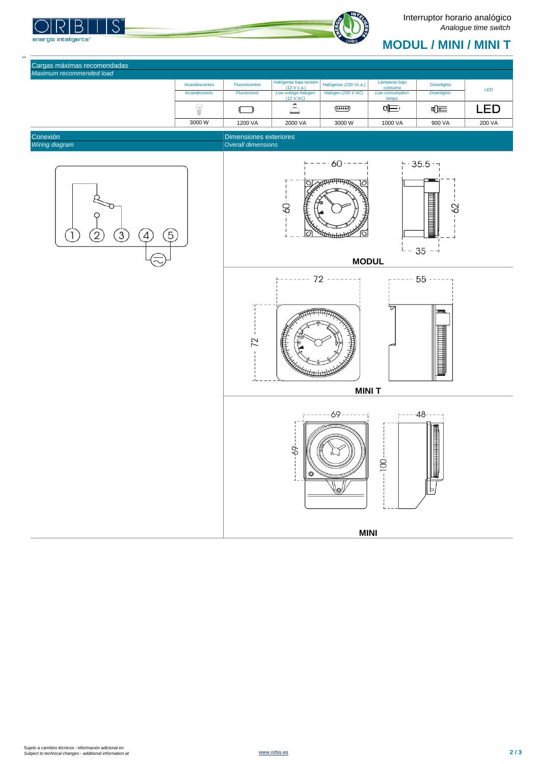Interruptor horario analógico
*Analogue time switch*

# MODUL / MINI / MINI T

## Cargas máximas recomendadas
*Maximum recommended load*

| Incandescentes / *Incandescents* | Fluorescentes / *Fluorescent* | Halógenas baja tensión (12 V c.a.) / *Low voltage halogen (12 V AC)* | Halógenas (230 Vc.a.) / *Halogen (230 V AC)* | Lámparas bajo consumo / *Low consumption lamps* | Downlights / *Downlights* | LED |
|---|---|---|---|---|---|---|
| 3000 W | 1200 VA | 2000 VA | 3000 W | 1000 VA | 900 VA | 200 VA |

## Conexión
*Wiring diagram*

## Dimensiones exteriores
*Overall dimensions*

**MODUL**: 60 × 60; 35.5 / 35; 62

**MINI T**: 72 × 72; 55

**MINI**: 69 × 69; 48; 100

Sujeto a cambios técnicos - información adicional en
*Subject to technical changes - additional information at*

www.orbis.es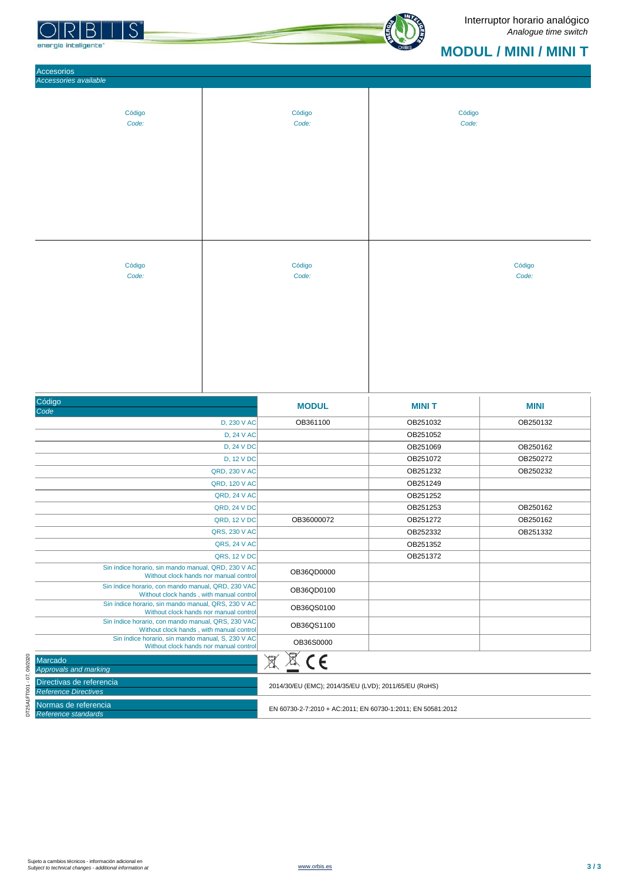Interruptor horario analógico
*Analogue time switch*

# MODUL / MINI / MINI T

## Accesorios
*Accessories available*

| | | |
|---|---|---|
| Código *Code:* | Código *Code:* | Código *Code:* |
| Código *Code:* | Código *Code:* | Código *Code:* |

| Código *Code* | MODUL | MINI T | MINI |
|---|---|---|---|
| D, 230 V AC | OB361100 | OB251032 | OB250132 |
| D, 24 V AC | | OB251052 | |
| D, 24 V DC | | OB251069 | OB250162 |
| D, 12 V DC | | OB251072 | OB250272 |
| QRD, 230 V AC | | OB251232 | OB250232 |
| QRD, 120 V AC | | OB251249 | |
| QRD, 24 V AC | | OB251252 | |
| QRD, 24 V DC | | OB251253 | OB250162 |
| QRD, 12 V DC | OB36000072 | OB251272 | OB250162 |
| QRS, 230 V AC | | OB252332 | OB251332 |
| QRS, 24 V AC | | OB251352 | |
| QRS, 12 V DC | | OB251372 | |
| Sin índice horario, sin mando manual, QRD, 230 V AC *Without clock hands nor manual control* | OB36QD0000 | | |
| Sin índice horario, con mando manual, QRD, 230 VAC *Without clock hands , with manual control* | OB36QD0100 | | |
| Sin índice horario, sin mando manual, QRS, 230 V AC *Without clock hands nor manual control* | OB36QS0100 | | |
| Sin índice horario, con mando manual, QRS, 230 VAC *Without clock hands , with manual control* | OB36QS1100 | | |
| Sin índice horario, sin mando manual, S, 230 V AC *Without clock hands nor manual control* | OB36S0000 | | |

| | |
|---|---|
| Marcado *Approvals and marking* | CE |
| Directivas de referencia *Reference Directives* | 2014/30/EU (EMC); 2014/35/EU (LVD); 2011/65/EU (RoHS) |
| Normas de referencia *Reference standards* | EN 60730-2-7:2010 + AC:2011; EN 60730-1:2011; EN 50581:2012 |

DT25ALFT001 - 07, 09/2020

Sujeto a cambios técnicos - información adicional en
*Subject to technical changes - additional information at* www.orbis.es